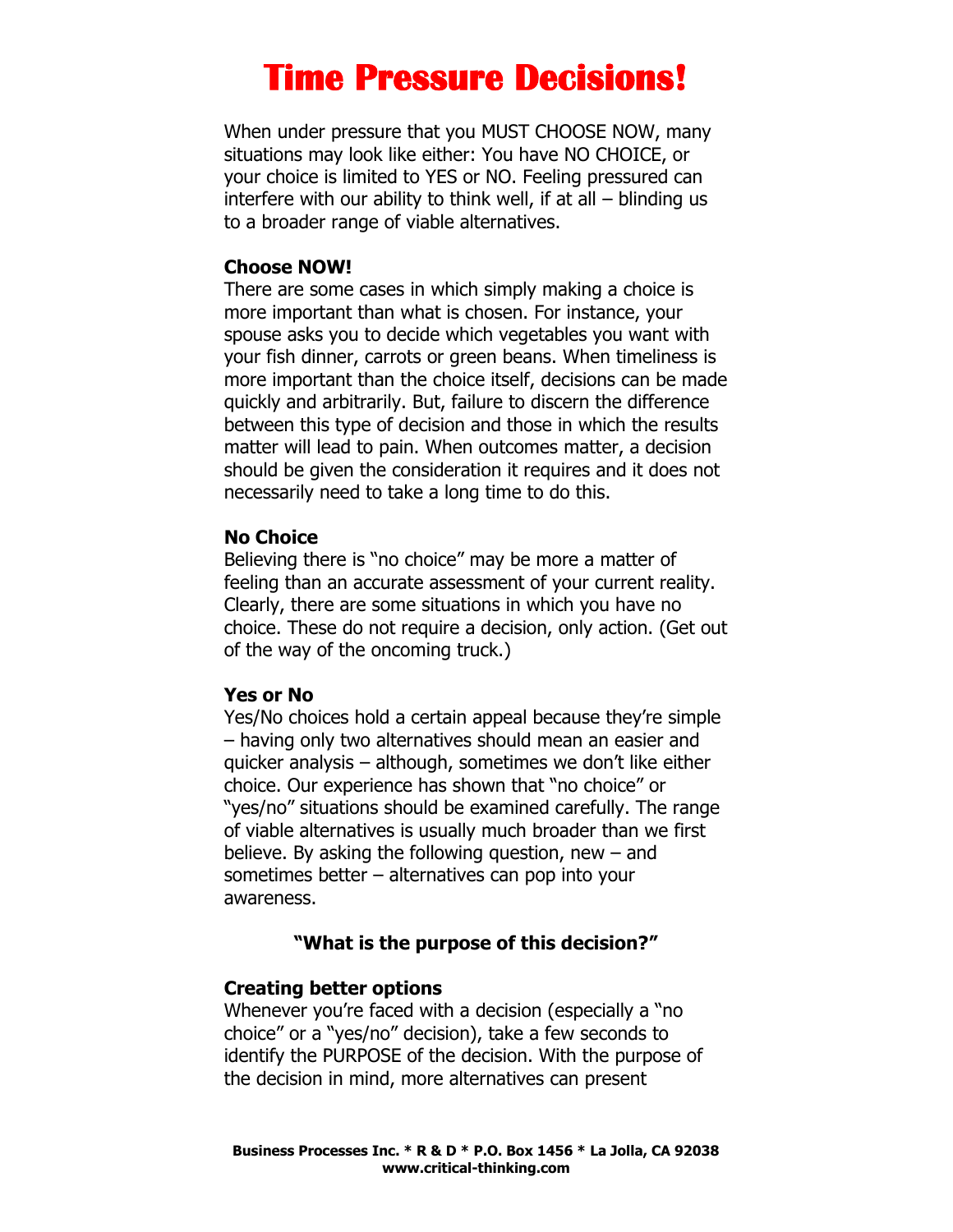# Time Pressure Decisions!

When under pressure that you MUST CHOOSE NOW, many situations may look like either: You have NO CHOICE, or your choice is limited to YES or NO. Feeling pressured can interfere with our ability to think well, if at all – blinding us to a broader range of viable alternatives.

**Choose NOW!**

There are some cases in which simply making a choice is more important than what is chosen. For instance, your spouse asks you to decide which vegetables you want with your fish dinner, carrots or green beans. When timeliness is more important than the choice itself, decisions can be made quickly and arbitrarily. But, failure to discern the difference between this type of decision and those in which the results matter will lead to pain. When outcomes matter, a decision should be given the consideration it requires and it does not necessarily need to take a long time to do this.

**No Choice**

Believing there is "no choice" may be more a matter of feeling than an accurate assessment of your current reality. Clearly, there are some situations in which you have no choice. These do not require a decision, only action. (Get out of the way of the oncoming truck.)

**Yes or No**

Yes/No choices hold a certain appeal because they're simple – having only two alternatives should mean an easier and quicker analysis – although, sometimes we don't like either choice. Our experience has shown that "no choice" or "yes/no" situations should be examined carefully. The range of viable alternatives is usually much broader than we first believe. By asking the following question, new – and sometimes better – alternatives can pop into your awareness.

**"What is the purpose of this decision?"**

**Creating better options**

Whenever you're faced with a decision (especially a "no choice" or a "yes/no" decision), take a few seconds to identify the PURPOSE of the decision. With the purpose of the decision in mind, more alternatives can present

**Business Processes Inc. * R & D * P.O. Box 1456 * La Jolla, CA 92038**
**www.critical-thinking.com**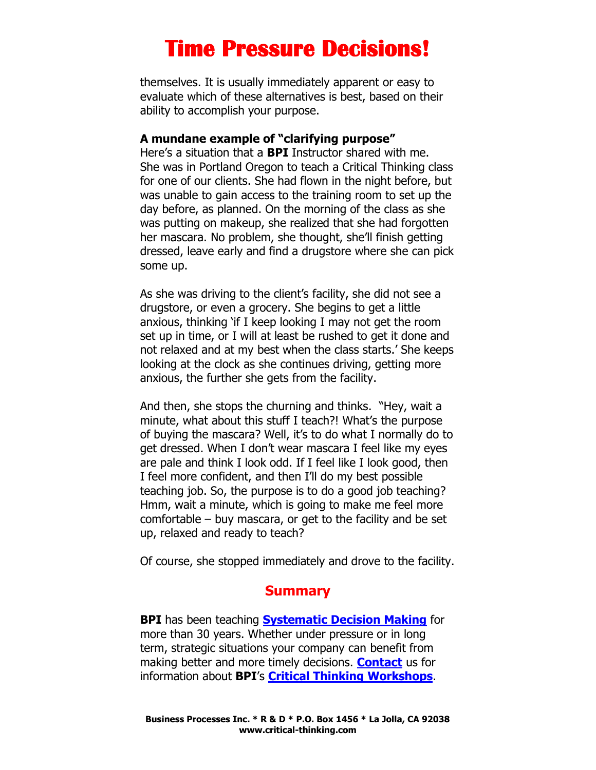themselves. It is usually immediately apparent or easy to evaluate which of these alternatives is best, based on their ability to accomplish your purpose.

**A mundane example of "clarifying purpose"**

Here's a situation that a **BPI** Instructor shared with me. She was in Portland Oregon to teach a Critical Thinking class for one of our clients. She had flown in the night before, but was unable to gain access to the training room to set up the day before, as planned. On the morning of the class as she was putting on makeup, she realized that she had forgotten her mascara. No problem, she thought, she'll finish getting dressed, leave early and find a drugstore where she can pick some up.

As she was driving to the client's facility, she did not see a drugstore, or even a grocery. She begins to get a little anxious, thinking 'if I keep looking I may not get the room set up in time, or I will at least be rushed to get it done and not relaxed and at my best when the class starts.' She keeps looking at the clock as she continues driving, getting more anxious, the further she gets from the facility.

And then, she stops the churning and thinks. "Hey, wait a minute, what about this stuff I teach?! What's the purpose of buying the mascara? Well, it's to do what I normally do to get dressed. When I don't wear mascara I feel like my eyes are pale and think I look odd. If I feel like I look good, then I feel more confident, and then I'll do my best possible teaching job. So, the purpose is to do a good job teaching? Hmm, wait a minute, which is going to make me feel more comfortable – buy mascara, or get to the facility and be set up, relaxed and ready to teach?

Of course, she stopped immediately and drove to the facility.

## Summary

**BPI** has been teaching **Systematic Decision Making** for more than 30 years. Whether under pressure or in long term, strategic situations your company can benefit from making better and more timely decisions. **Contact** us for information about **BPI**'s **Critical Thinking Workshops**.

**Business Processes Inc. * R & D * P.O. Box 1456 * La Jolla, CA 92038**
**www.critical-thinking.com**